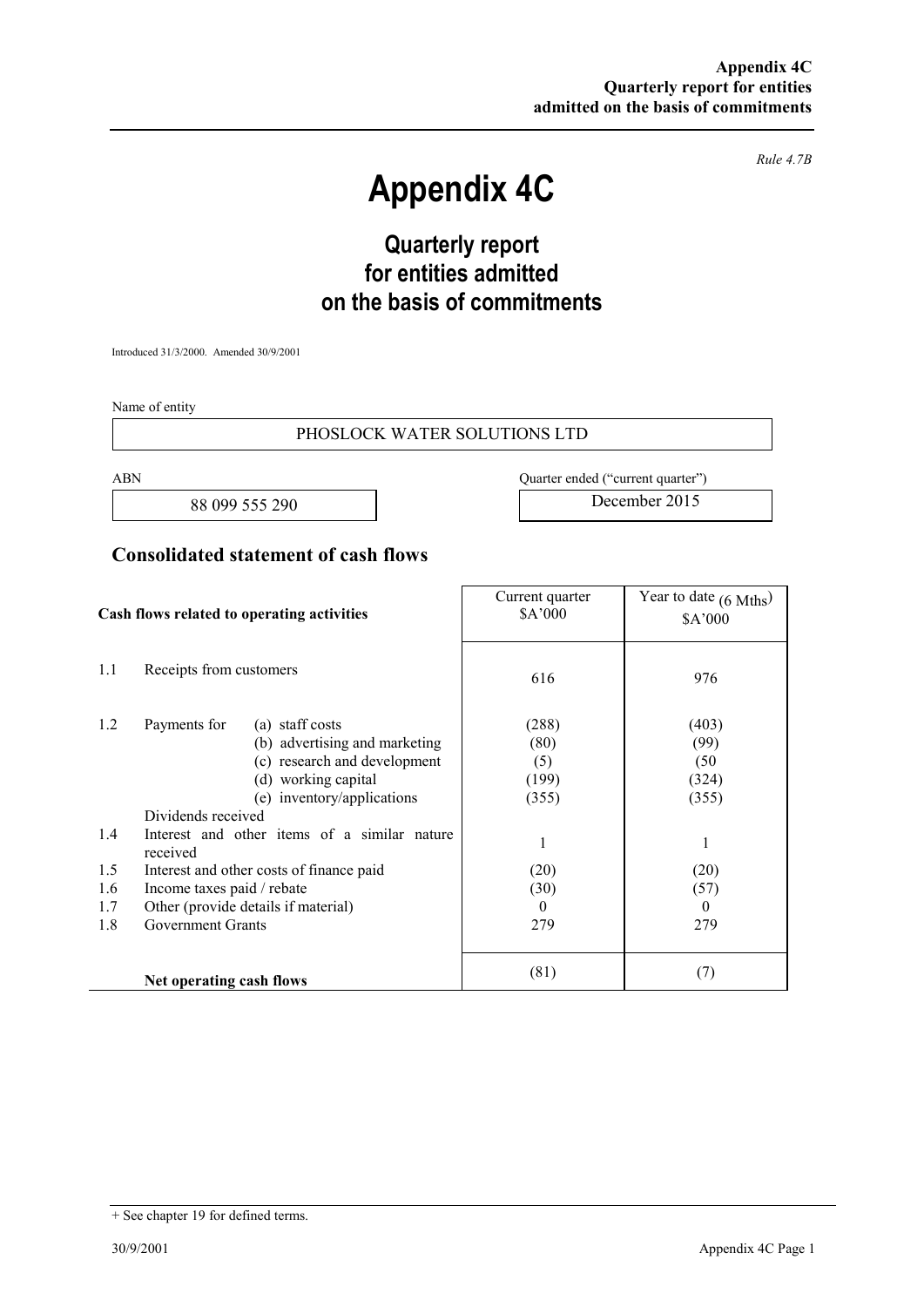**Appendix 4C**
**Quarterly report for entities admitted on the basis of commitments**

*Rule 4.7B*

# Appendix 4C

## Quarterly report for entities admitted on the basis of commitments

Introduced 31/3/2000. Amended 30/9/2001

Name of entity

PHOSLOCK WATER SOLUTIONS LTD

| ABN | Quarter ended ("current quarter") |
|---|---|
| 88 099 555 290 | December 2015 |

## Consolidated statement of cash flows

| | Cash flows related to operating activities | | Current quarter $A'000 | Year to date (6 Mths) $A'000 |
|---|---|---|---|---|
| 1.1 | Receipts from customers | | 616 | 976 |
| 1.2 | Payments for | (a) staff costs | (288) | (403) |
| | | (b) advertising and marketing | (80) | (99) |
| | | (c) research and development | (5) | (50 |
| | | (d) working capital | (199) | (324) |
| | | (e) inventory/applications | (355) | (355) |
| | Dividends received | | | |
| 1.4 | Interest and other items of a similar nature received | | 1 | 1 |
| 1.5 | Interest and other costs of finance paid | | (20) | (20) |
| 1.6 | Income taxes paid / rebate | | (30) | (57) |
| 1.7 | Other (provide details if material) | | 0 | 0 |
| 1.8 | Government Grants | | 279 | 279 |
| | **Net operating cash flows** | | (81) | (7) |

+ See chapter 19 for defined terms.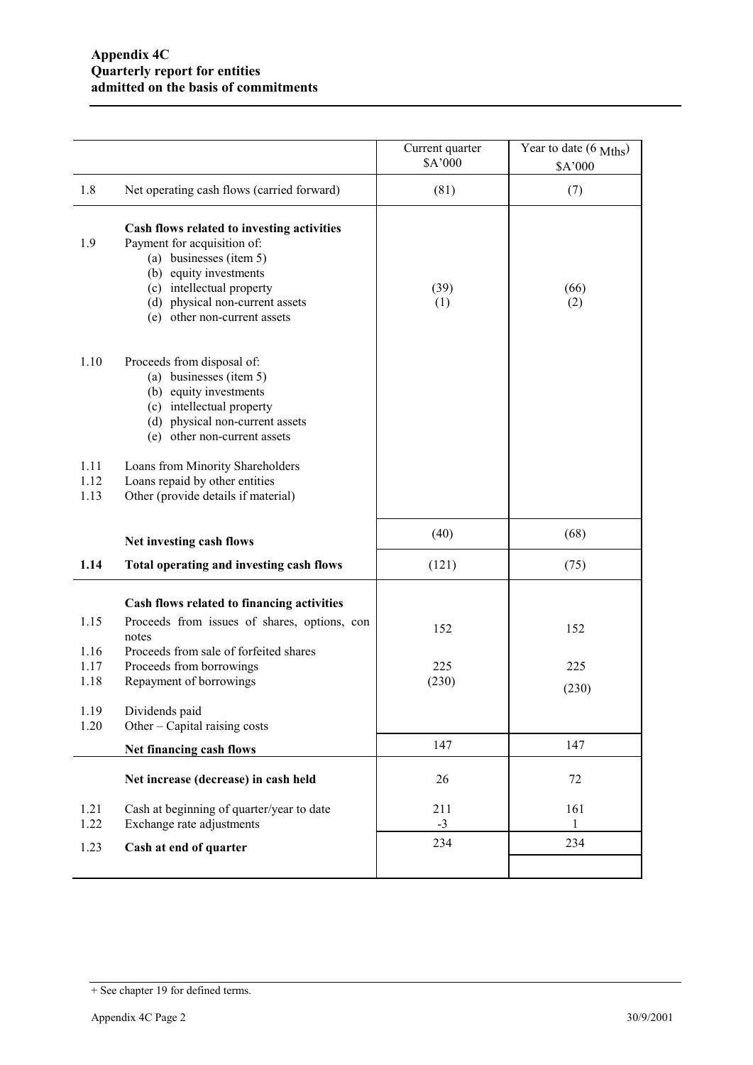**Appendix 4C**
**Quarterly report for entities admitted on the basis of commitments**

| | | Current quarter $A'000 | Year to date (6 Mths) $A'000 |
|---|---|---|---|
| 1.8 | Net operating cash flows (carried forward) | (81) | (7) |
| | **Cash flows related to investing activities** | | |
| 1.9 | Payment for acquisition of: | | |
| | (a) businesses (item 5) | | |
| | (b) equity investments | | |
| | (c) intellectual property | (39) | (66) |
| | (d) physical non-current assets | (1) | (2) |
| | (e) other non-current assets | | |
| 1.10 | Proceeds from disposal of: | | |
| | (a) businesses (item 5) | | |
| | (b) equity investments | | |
| | (c) intellectual property | | |
| | (d) physical non-current assets | | |
| | (e) other non-current assets | | |
| 1.11 | Loans from Minority Shareholders | | |
| 1.12 | Loans repaid by other entities | | |
| 1.13 | Other (provide details if material) | | |
| | **Net investing cash flows** | (40) | (68) |
| **1.14** | **Total operating and investing cash flows** | (121) | (75) |
| | **Cash flows related to financing activities** | | |
| 1.15 | Proceeds from issues of shares, options, con notes | 152 | 152 |
| 1.16 | Proceeds from sale of forfeited shares | | |
| 1.17 | Proceeds from borrowings | 225 | 225 |
| 1.18 | Repayment of borrowings | (230) | (230) |
| 1.19 | Dividends paid | | |
| 1.20 | Other – Capital raising costs | | |
| | **Net financing cash flows** | 147 | 147 |
| | **Net increase (decrease) in cash held** | 26 | 72 |
| 1.21 | Cash at beginning of quarter/year to date | 211 | 161 |
| 1.22 | Exchange rate adjustments | -3 | 1 |
| 1.23 | **Cash at end of quarter** | 234 | 234 |

+ See chapter 19 for defined terms.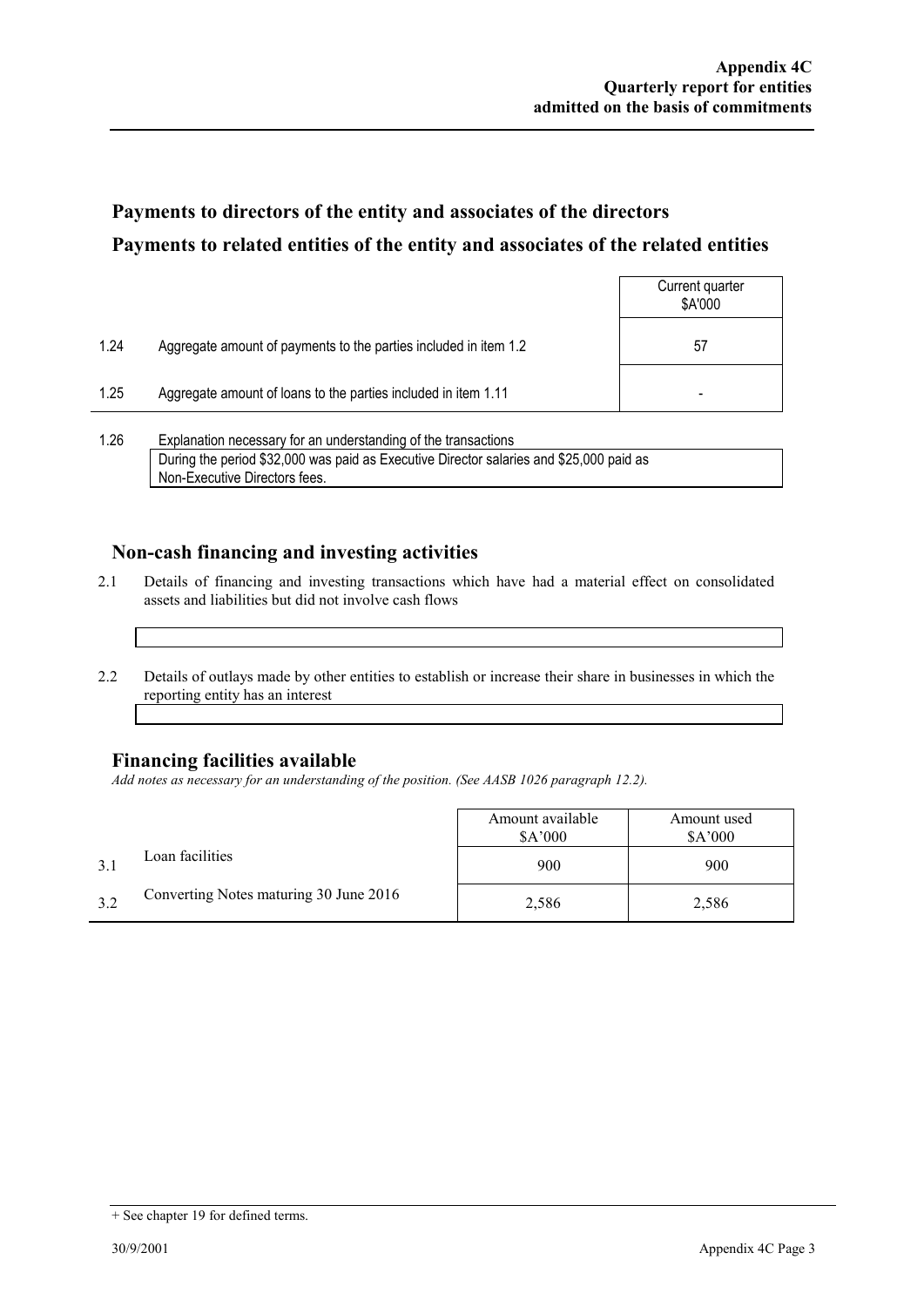## Payments to directors of the entity and associates of the directors

## Payments to related entities of the entity and associates of the related entities

| | | Current quarter $A'000 |
|---|---|---|
| 1.24 | Aggregate amount of payments to the parties included in item 1.2 | 57 |
| 1.25 | Aggregate amount of loans to the parties included in item 1.11 | - |

1.26 Explanation necessary for an understanding of the transactions

During the period $32,000 was paid as Executive Director salaries and $25,000 paid as Non-Executive Directors fees.

## Non-cash financing and investing activities

2.1 Details of financing and investing transactions which have had a material effect on consolidated assets and liabilities but did not involve cash flows

2.2 Details of outlays made by other entities to establish or increase their share in businesses in which the reporting entity has an interest

## Financing facilities available

*Add notes as necessary for an understanding of the position. (See AASB 1026 paragraph 12.2).*

| | | Amount available $A'000 | Amount used $A'000 |
|---|---|---|---|
| 3.1 | Loan facilities | 900 | 900 |
| 3.2 | Converting Notes maturing 30 June 2016 | 2,586 | 2,586 |

+ See chapter 19 for defined terms.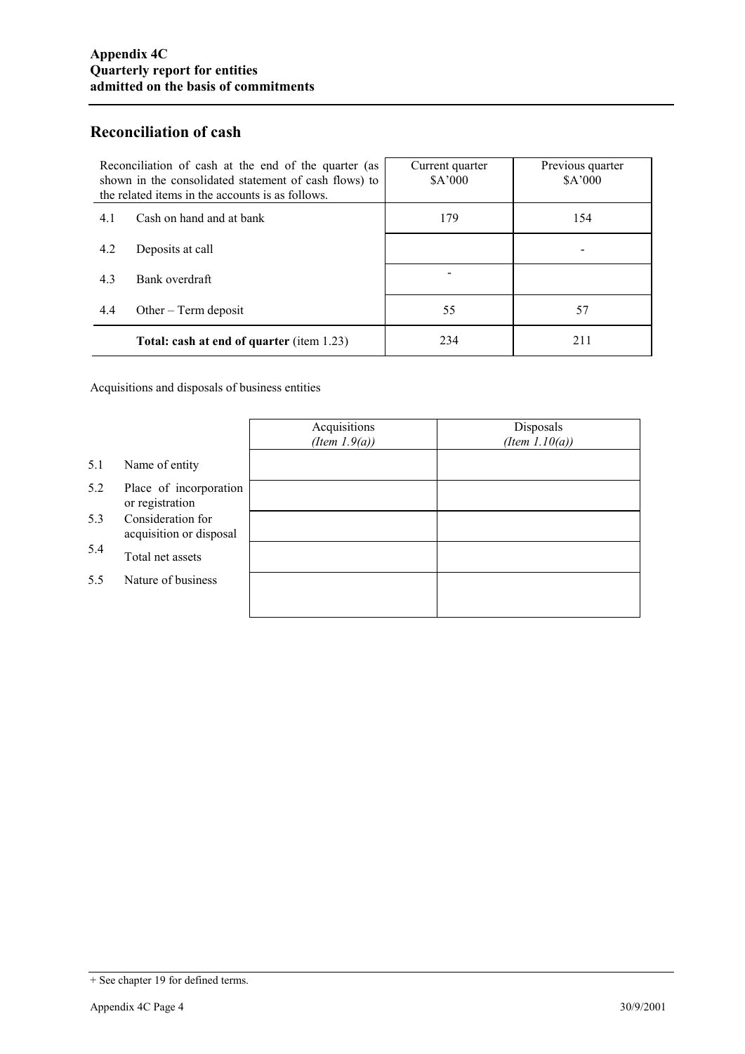**Appendix 4C**
**Quarterly report for entities**
**admitted on the basis of commitments**

## Reconciliation of cash

| Reconciliation of cash at the end of the quarter (as shown in the consolidated statement of cash flows) to the related items in the accounts is as follows. | | Current quarter $A'000 | Previous quarter $A'000 |
|---|---|---|---|
| 4.1 | Cash on hand and at bank | 179 | 154 |
| 4.2 | Deposits at call | | - |
| 4.3 | Bank overdraft | - | |
| 4.4 | Other – Term deposit | 55 | 57 |
| | **Total: cash at end of quarter** (item 1.23) | 234 | 211 |

Acquisitions and disposals of business entities

| | | Acquisitions *(Item 1.9(a))* | Disposals *(Item 1.10(a))* |
|---|---|---|---|
| 5.1 | Name of entity | | |
| 5.2 | Place of incorporation or registration | | |
| 5.3 | Consideration for acquisition or disposal | | |
| 5.4 | Total net assets | | |
| 5.5 | Nature of business | | |

+ See chapter 19 for defined terms.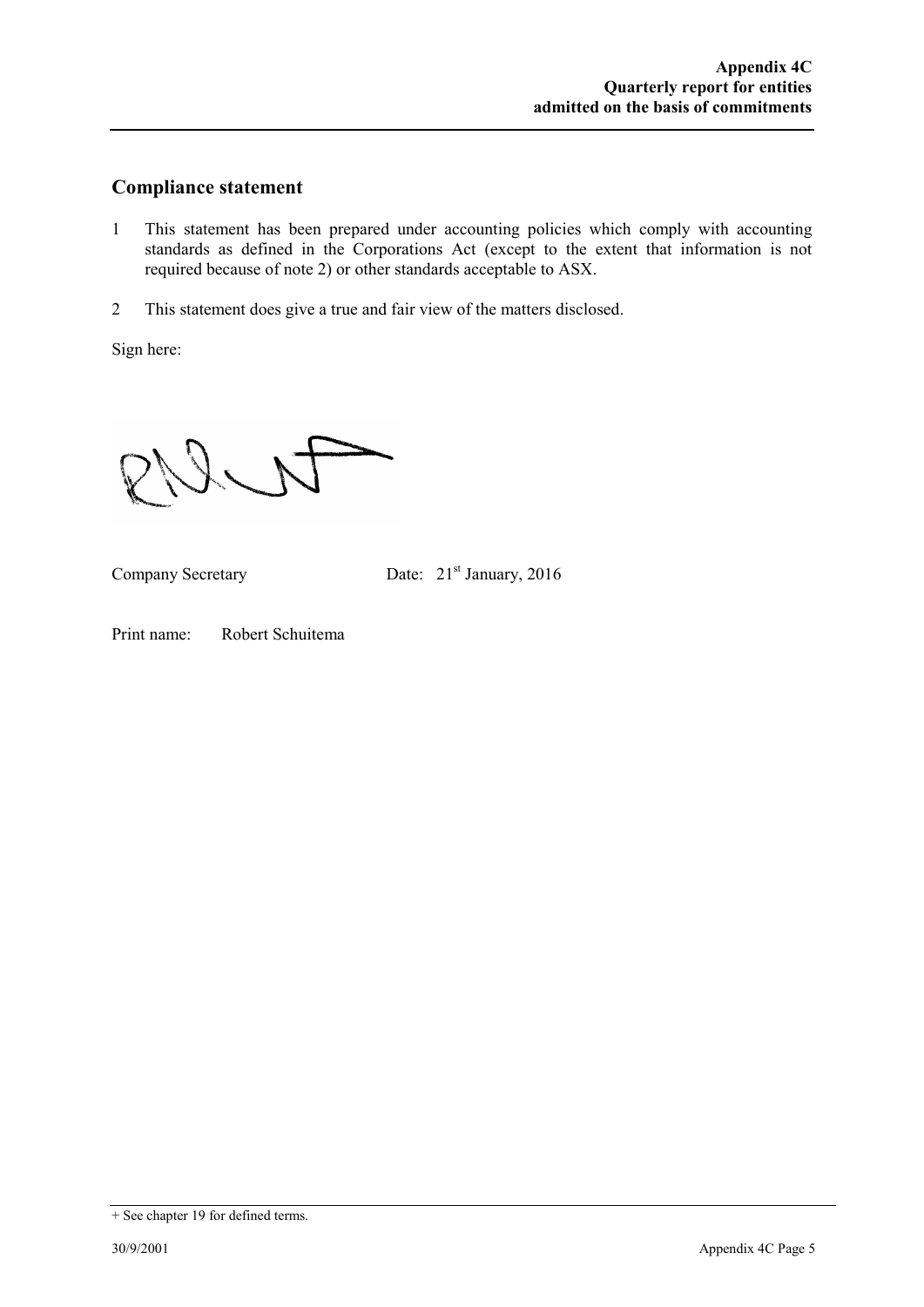## Compliance statement

1 This statement has been prepared under accounting policies which comply with accounting standards as defined in the Corporations Act (except to the extent that information is not required because of note 2) or other standards acceptable to ASX.

2 This statement does give a true and fair view of the matters disclosed.

Sign here:

Company Secretary Date: 21st January, 2016

Print name: Robert Schuitema

+ See chapter 19 for defined terms.